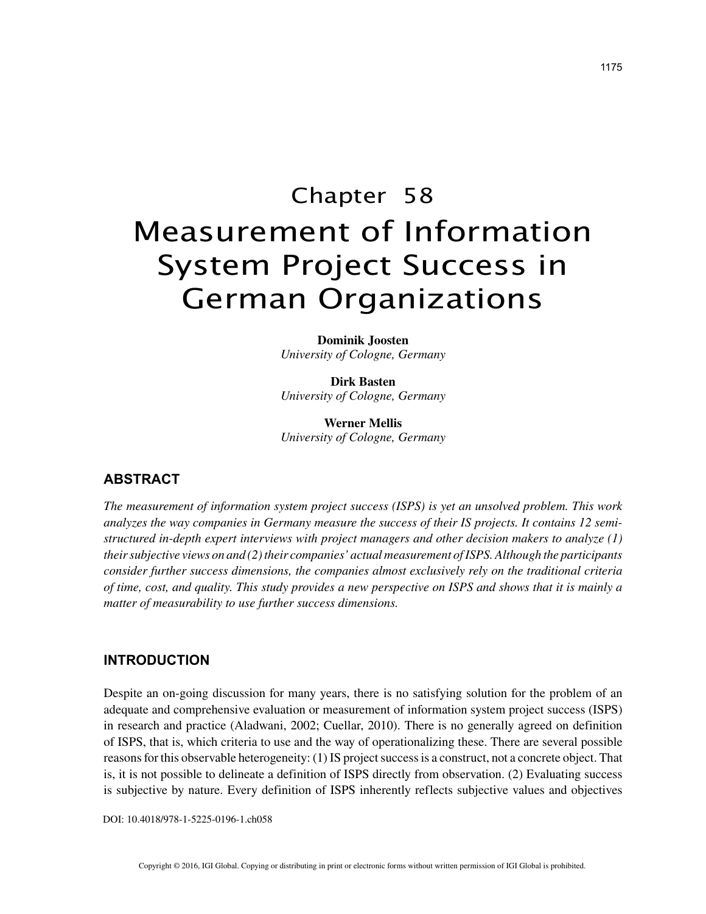# Chapter 58

# Measurement of Information System Project Success in German Organizations

**Dominik Joosten**
*University of Cologne, Germany*

**Dirk Basten**
*University of Cologne, Germany*

**Werner Mellis**
*University of Cologne, Germany*

## ABSTRACT

*The measurement of information system project success (ISPS) is yet an unsolved problem. This work analyzes the way companies in Germany measure the success of their IS projects. It contains 12 semi-structured in-depth expert interviews with project managers and other decision makers to analyze (1) their subjective views on and (2) their companies' actual measurement of ISPS. Although the participants consider further success dimensions, the companies almost exclusively rely on the traditional criteria of time, cost, and quality. This study provides a new perspective on ISPS and shows that it is mainly a matter of measurability to use further success dimensions.*

## INTRODUCTION

Despite an on-going discussion for many years, there is no satisfying solution for the problem of an adequate and comprehensive evaluation or measurement of information system project success (ISPS) in research and practice (Aladwani, 2002; Cuellar, 2010). There is no generally agreed on definition of ISPS, that is, which criteria to use and the way of operationalizing these. There are several possible reasons for this observable heterogeneity: (1) IS project success is a construct, not a concrete object. That is, it is not possible to delineate a definition of ISPS directly from observation. (2) Evaluating success is subjective by nature. Every definition of ISPS inherently reflects subjective values and objectives

DOI: 10.4018/978-1-5225-0196-1.ch058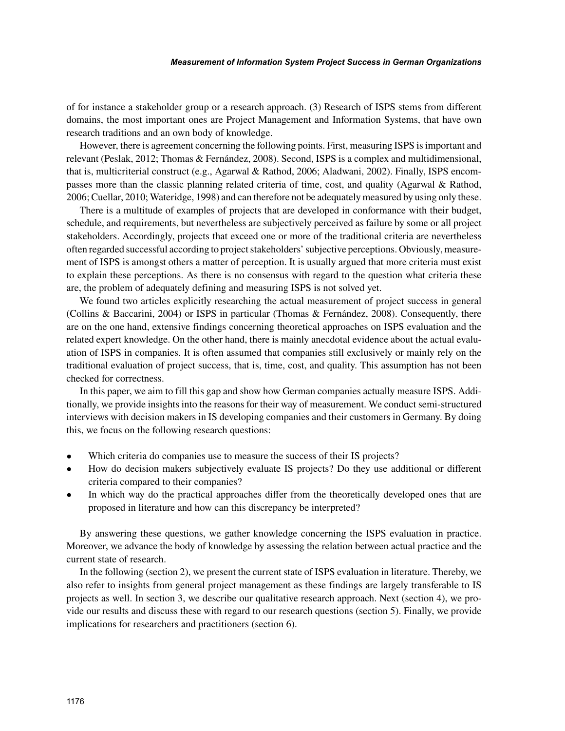of for instance a stakeholder group or a research approach. (3) Research of ISPS stems from different domains, the most important ones are Project Management and Information Systems, that have own research traditions and an own body of knowledge.

However, there is agreement concerning the following points. First, measuring ISPS is important and relevant (Peslak, 2012; Thomas & Fernández, 2008). Second, ISPS is a complex and multidimensional, that is, multicriterial construct (e.g., Agarwal & Rathod, 2006; Aladwani, 2002). Finally, ISPS encompasses more than the classic planning related criteria of time, cost, and quality (Agarwal & Rathod, 2006; Cuellar, 2010; Wateridge, 1998) and can therefore not be adequately measured by using only these.

There is a multitude of examples of projects that are developed in conformance with their budget, schedule, and requirements, but nevertheless are subjectively perceived as failure by some or all project stakeholders. Accordingly, projects that exceed one or more of the traditional criteria are nevertheless often regarded successful according to project stakeholders' subjective perceptions. Obviously, measurement of ISPS is amongst others a matter of perception. It is usually argued that more criteria must exist to explain these perceptions. As there is no consensus with regard to the question what criteria these are, the problem of adequately defining and measuring ISPS is not solved yet.

We found two articles explicitly researching the actual measurement of project success in general (Collins & Baccarini, 2004) or ISPS in particular (Thomas & Fernández, 2008). Consequently, there are on the one hand, extensive findings concerning theoretical approaches on ISPS evaluation and the related expert knowledge. On the other hand, there is mainly anecdotal evidence about the actual evaluation of ISPS in companies. It is often assumed that companies still exclusively or mainly rely on the traditional evaluation of project success, that is, time, cost, and quality. This assumption has not been checked for correctness.

In this paper, we aim to fill this gap and show how German companies actually measure ISPS. Additionally, we provide insights into the reasons for their way of measurement. We conduct semi-structured interviews with decision makers in IS developing companies and their customers in Germany. By doing this, we focus on the following research questions:

- Which criteria do companies use to measure the success of their IS projects?
- How do decision makers subjectively evaluate IS projects? Do they use additional or different criteria compared to their companies?
- In which way do the practical approaches differ from the theoretically developed ones that are proposed in literature and how can this discrepancy be interpreted?

By answering these questions, we gather knowledge concerning the ISPS evaluation in practice. Moreover, we advance the body of knowledge by assessing the relation between actual practice and the current state of research.

In the following (section 2), we present the current state of ISPS evaluation in literature. Thereby, we also refer to insights from general project management as these findings are largely transferable to IS projects as well. In section 3, we describe our qualitative research approach. Next (section 4), we provide our results and discuss these with regard to our research questions (section 5). Finally, we provide implications for researchers and practitioners (section 6).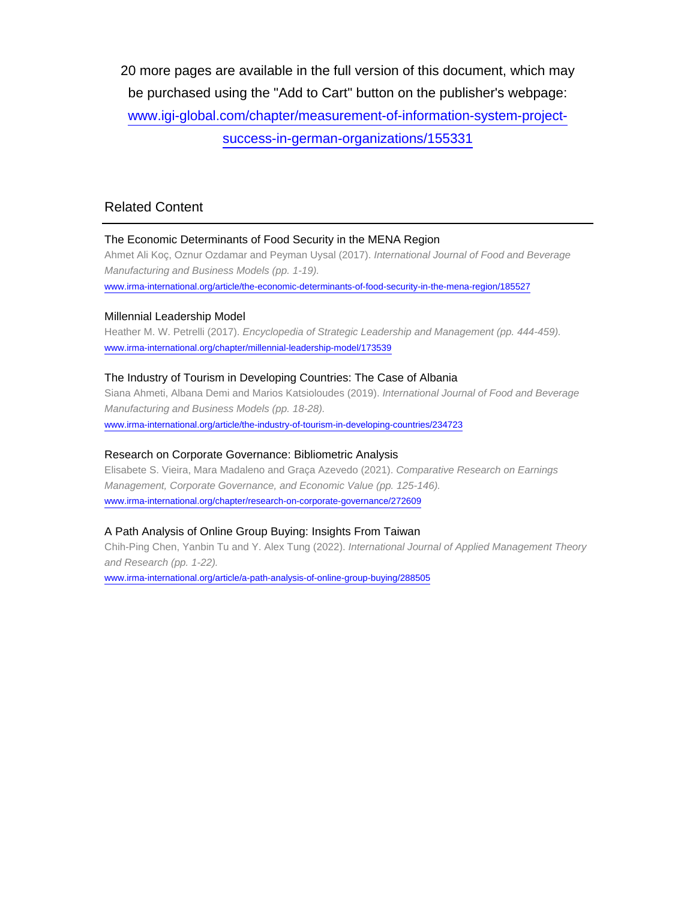20 more pages are available in the full version of this document, which may be purchased using the "Add to Cart" button on the publisher's webpage: www.igi-global.com/chapter/measurement-of-information-system-project-success-in-german-organizations/155331

## Related Content

**The Economic Determinants of Food Security in the MENA Region**
Ahmet Ali Koç, Oznur Ozdamar and Peyman Uysal (2017). *International Journal of Food and Beverage Manufacturing and Business Models (pp. 1-19).*
www.irma-international.org/article/the-economic-determinants-of-food-security-in-the-mena-region/185527

**Millennial Leadership Model**
Heather M. W. Petrelli (2017). *Encyclopedia of Strategic Leadership and Management (pp. 444-459).*
www.irma-international.org/chapter/millennial-leadership-model/173539

**The Industry of Tourism in Developing Countries: The Case of Albania**
Siana Ahmeti, Albana Demi and Marios Katsioloudes (2019). *International Journal of Food and Beverage Manufacturing and Business Models (pp. 18-28).*
www.irma-international.org/article/the-industry-of-tourism-in-developing-countries/234723

**Research on Corporate Governance: Bibliometric Analysis**
Elisabete S. Vieira, Mara Madaleno and Graça Azevedo (2021). *Comparative Research on Earnings Management, Corporate Governance, and Economic Value (pp. 125-146).*
www.irma-international.org/chapter/research-on-corporate-governance/272609

**A Path Analysis of Online Group Buying: Insights From Taiwan**
Chih-Ping Chen, Yanbin Tu and Y. Alex Tung (2022). *International Journal of Applied Management Theory and Research (pp. 1-22).*
www.irma-international.org/article/a-path-analysis-of-online-group-buying/288505